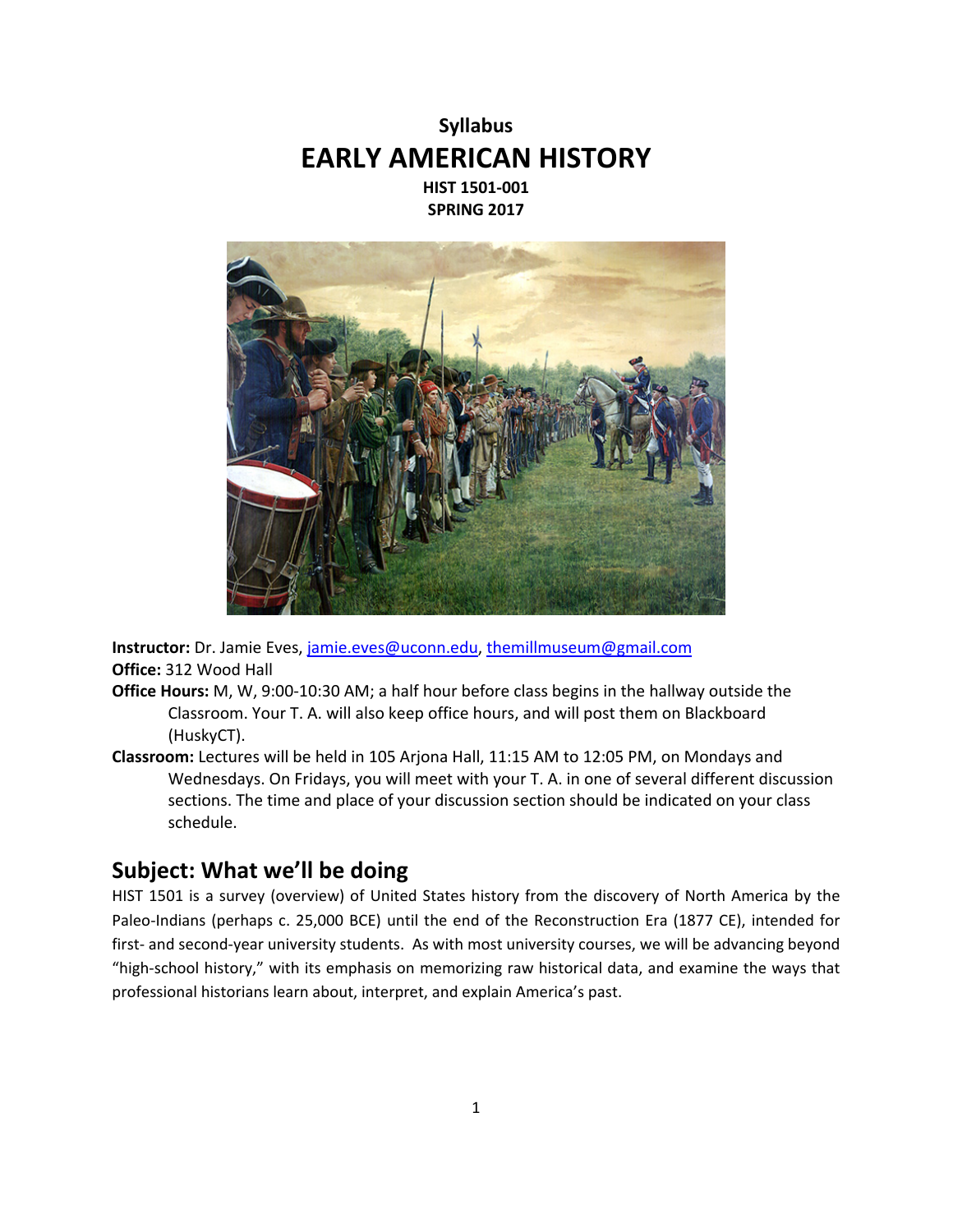**Syllabus**

# EARLY AMERICAN HISTORY

**HIST 1501-001**
**SPRING 2017**

**Instructor:** Dr. Jamie Eves, jamie.eves@uconn.edu, themillmuseum@gmail.com
**Office:** 312 Wood Hall
**Office Hours:** M, W, 9:00-10:30 AM; a half hour before class begins in the hallway outside the Classroom. Your T. A. will also keep office hours, and will post them on Blackboard (HuskyCT).
**Classroom:** Lectures will be held in 105 Arjona Hall, 11:15 AM to 12:05 PM, on Mondays and Wednesdays. On Fridays, you will meet with your T. A. in one of several different discussion sections. The time and place of your discussion section should be indicated on your class schedule.

## Subject: What we'll be doing

HIST 1501 is a survey (overview) of United States history from the discovery of North America by the Paleo-Indians (perhaps c. 25,000 BCE) until the end of the Reconstruction Era (1877 CE), intended for first- and second-year university students. As with most university courses, we will be advancing beyond "high-school history," with its emphasis on memorizing raw historical data, and examine the ways that professional historians learn about, interpret, and explain America's past.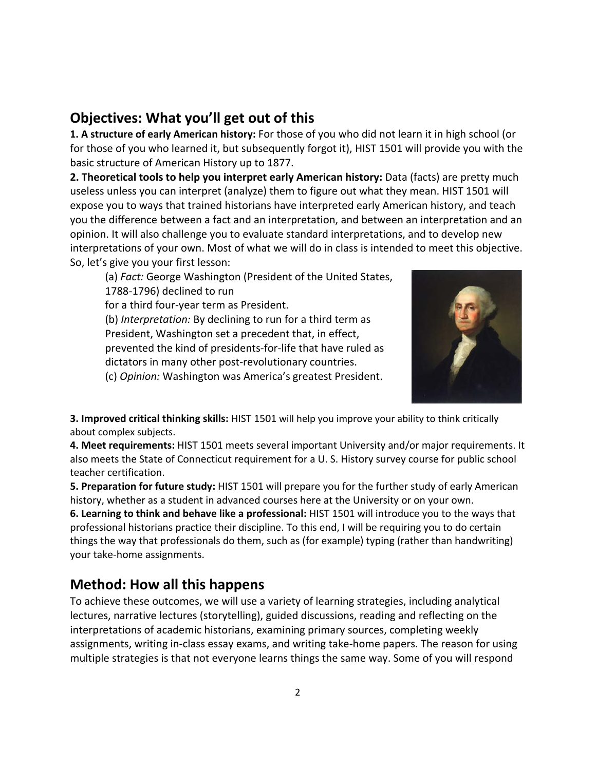## Objectives: What you'll get out of this

**1. A structure of early American history:** For those of you who did not learn it in high school (or for those of you who learned it, but subsequently forgot it), HIST 1501 will provide you with the basic structure of American History up to 1877.

**2. Theoretical tools to help you interpret early American history:** Data (facts) are pretty much useless unless you can interpret (analyze) them to figure out what they mean. HIST 1501 will expose you to ways that trained historians have interpreted early American history, and teach you the difference between a fact and an interpretation, and between an interpretation and an opinion. It will also challenge you to evaluate standard interpretations, and to develop new interpretations of your own. Most of what we will do in class is intended to meet this objective. So, let's give you your first lesson:

(a) *Fact:* George Washington (President of the United States, 1788-1796) declined to run for a third four-year term as President.

(b) *Interpretation:* By declining to run for a third term as President, Washington set a precedent that, in effect, prevented the kind of presidents-for-life that have ruled as dictators in many other post-revolutionary countries.

(c) *Opinion:* Washington was America's greatest President.

**3. Improved critical thinking skills:** HIST 1501 will help you improve your ability to think critically about complex subjects.

**4. Meet requirements:** HIST 1501 meets several important University and/or major requirements. It also meets the State of Connecticut requirement for a U. S. History survey course for public school teacher certification.

**5. Preparation for future study:** HIST 1501 will prepare you for the further study of early American history, whether as a student in advanced courses here at the University or on your own.

**6. Learning to think and behave like a professional:** HIST 1501 will introduce you to the ways that professional historians practice their discipline. To this end, I will be requiring you to do certain things the way that professionals do them, such as (for example) typing (rather than handwriting) your take-home assignments.

## Method: How all this happens

To achieve these outcomes, we will use a variety of learning strategies, including analytical lectures, narrative lectures (storytelling), guided discussions, reading and reflecting on the interpretations of academic historians, examining primary sources, completing weekly assignments, writing in-class essay exams, and writing take-home papers. The reason for using multiple strategies is that not everyone learns things the same way. Some of you will respond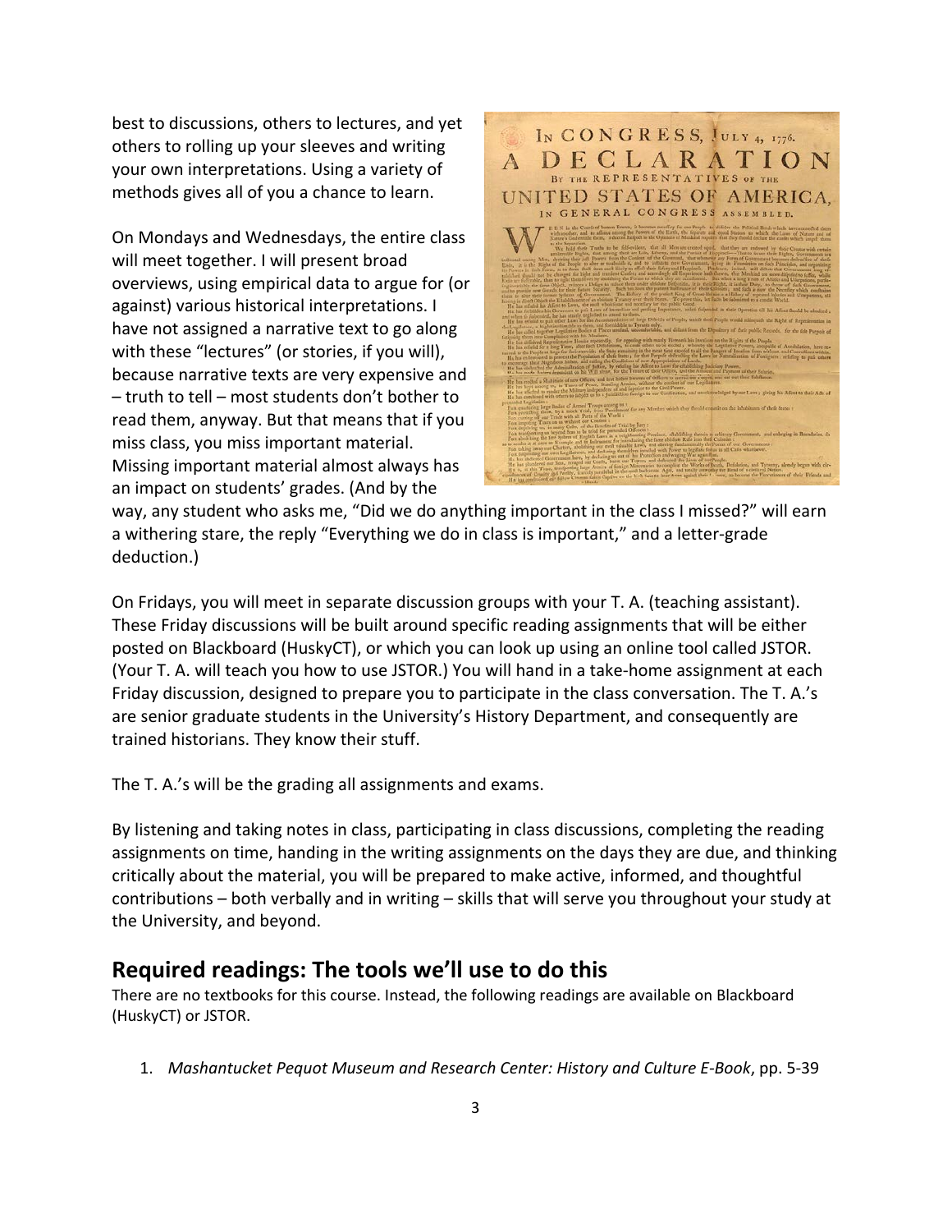best to discussions, others to lectures, and yet others to rolling up your sleeves and writing your own interpretations. Using a variety of methods gives all of you a chance to learn.

On Mondays and Wednesdays, the entire class will meet together. I will present broad overviews, using empirical data to argue for (or against) various historical interpretations. I have not assigned a narrative text to go along with these "lectures" (or stories, if you will), because narrative texts are very expensive and – truth to tell – most students don't bother to read them, anyway. But that means that if you miss class, you miss important material. Missing important material almost always has an impact on students' grades. (And by the way, any student who asks me, "Did we do anything important in the class I missed?" will earn a withering stare, the reply "Everything we do in class is important," and a letter-grade deduction.)

On Fridays, you will meet in separate discussion groups with your T. A. (teaching assistant). These Friday discussions will be built around specific reading assignments that will be either posted on Blackboard (HuskyCT), or which you can look up using an online tool called JSTOR. (Your T. A. will teach you how to use JSTOR.) You will hand in a take-home assignment at each Friday discussion, designed to prepare you to participate in the class conversation. The T. A.'s are senior graduate students in the University's History Department, and consequently are trained historians. They know their stuff.

The T. A.'s will be the grading all assignments and exams.

By listening and taking notes in class, participating in class discussions, completing the reading assignments on time, handing in the writing assignments on the days they are due, and thinking critically about the material, you will be prepared to make active, informed, and thoughtful contributions – both verbally and in writing – skills that will serve you throughout your study at the University, and beyond.

## Required readings: The tools we'll use to do this

There are no textbooks for this course. Instead, the following readings are available on Blackboard (HuskyCT) or JSTOR.

1. *Mashantucket Pequot Museum and Research Center: History and Culture E-Book*, pp. 5-39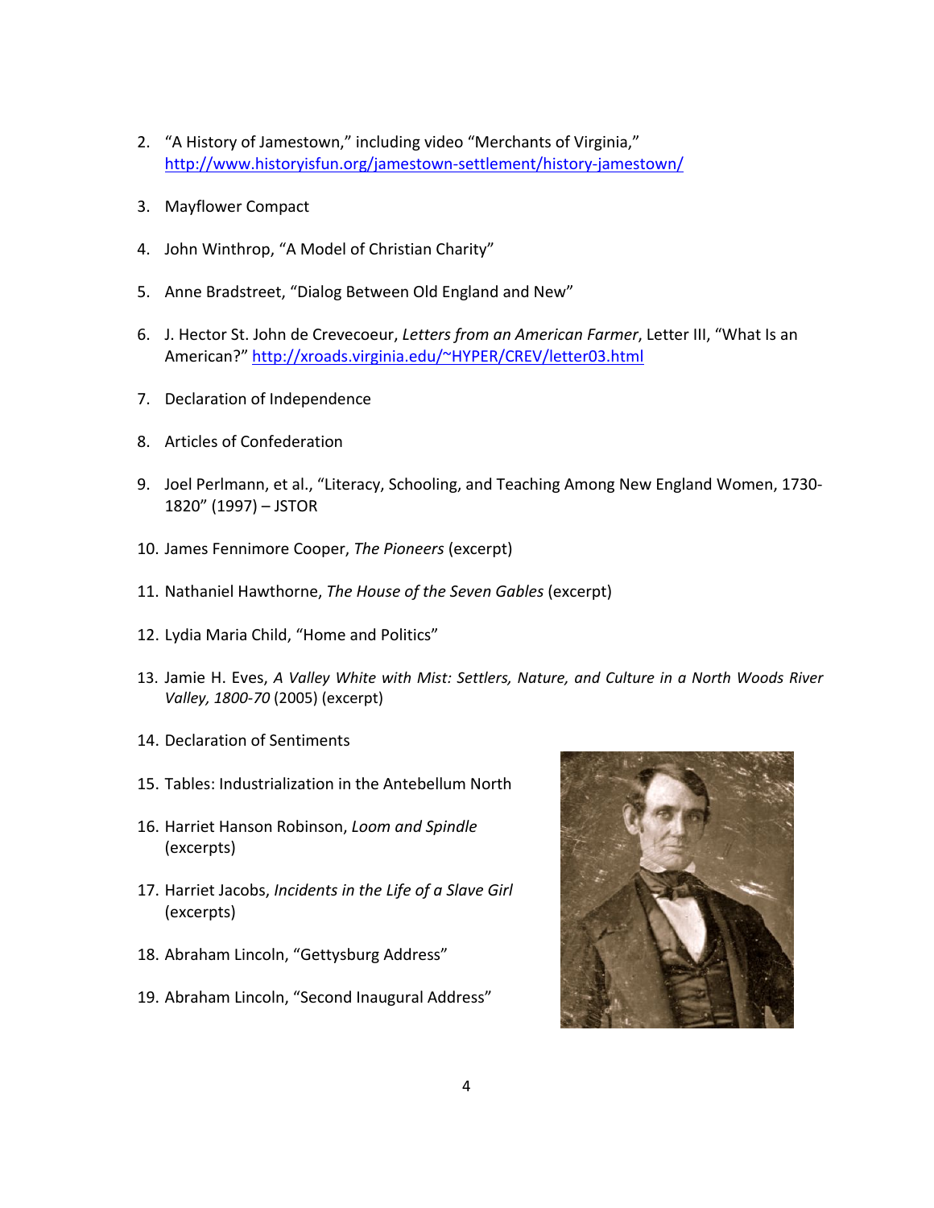2. "A History of Jamestown," including video "Merchants of Virginia," http://www.historyisfun.org/jamestown-settlement/history-jamestown/

3. Mayflower Compact

4. John Winthrop, "A Model of Christian Charity"

5. Anne Bradstreet, "Dialog Between Old England and New"

6. J. Hector St. John de Crevecoeur, *Letters from an American Farmer*, Letter III, "What Is an American?" http://xroads.virginia.edu/~HYPER/CREV/letter03.html

7. Declaration of Independence

8. Articles of Confederation

9. Joel Perlmann, et al., "Literacy, Schooling, and Teaching Among New England Women, 1730-1820" (1997) – JSTOR

10. James Fennimore Cooper, *The Pioneers* (excerpt)

11. Nathaniel Hawthorne, *The House of the Seven Gables* (excerpt)

12. Lydia Maria Child, "Home and Politics"

13. Jamie H. Eves, *A Valley White with Mist: Settlers, Nature, and Culture in a North Woods River Valley, 1800-70* (2005) (excerpt)

14. Declaration of Sentiments

15. Tables: Industrialization in the Antebellum North

16. Harriet Hanson Robinson, *Loom and Spindle* (excerpts)

17. Harriet Jacobs, *Incidents in the Life of a Slave Girl* (excerpts)

18. Abraham Lincoln, "Gettysburg Address"

19. Abraham Lincoln, "Second Inaugural Address"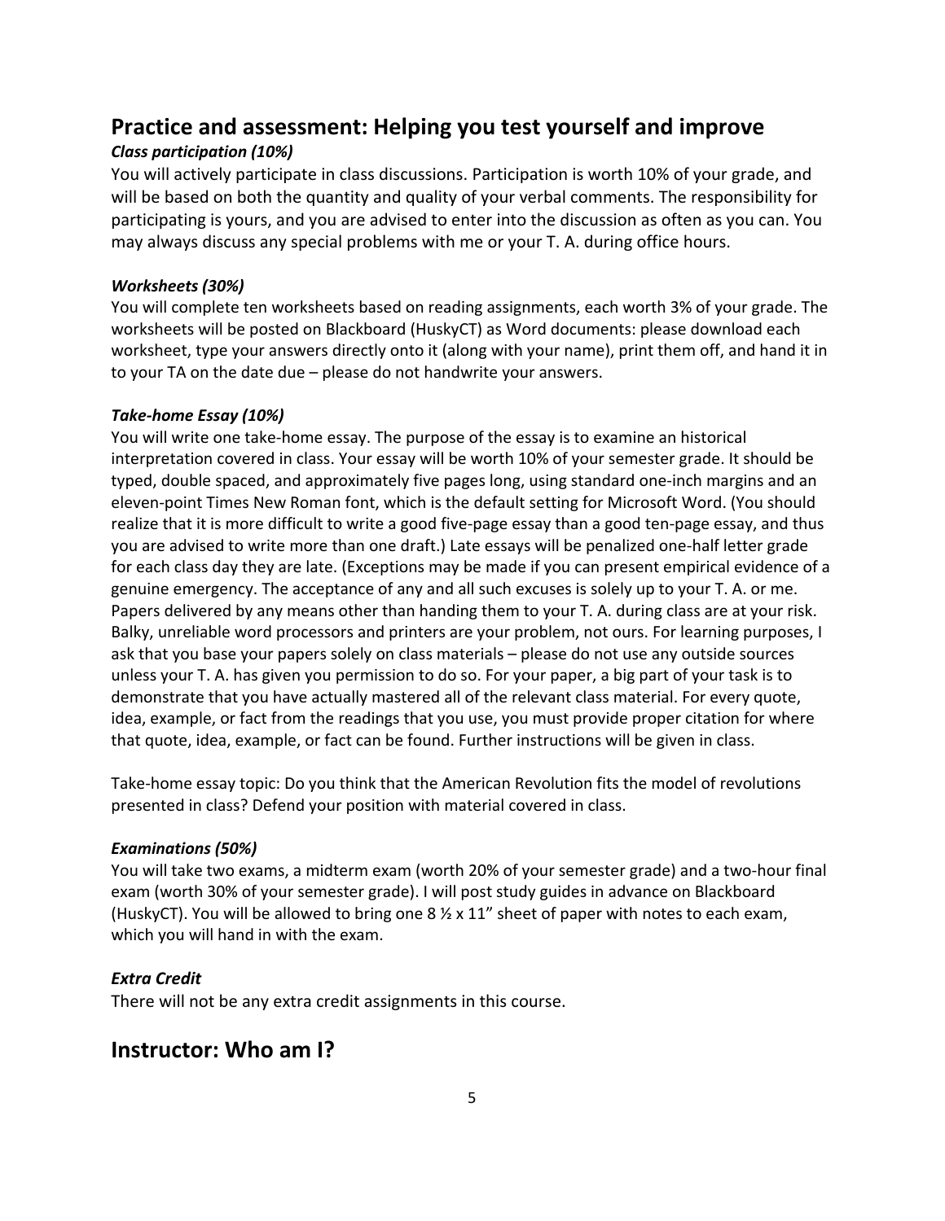## Practice and assessment: Helping you test yourself and improve

***Class participation (10%)***

You will actively participate in class discussions. Participation is worth 10% of your grade, and will be based on both the quantity and quality of your verbal comments. The responsibility for participating is yours, and you are advised to enter into the discussion as often as you can. You may always discuss any special problems with me or your T. A. during office hours.

***Worksheets (30%)***

You will complete ten worksheets based on reading assignments, each worth 3% of your grade. The worksheets will be posted on Blackboard (HuskyCT) as Word documents: please download each worksheet, type your answers directly onto it (along with your name), print them off, and hand it in to your TA on the date due – please do not handwrite your answers.

***Take-home Essay (10%)***

You will write one take-home essay. The purpose of the essay is to examine an historical interpretation covered in class. Your essay will be worth 10% of your semester grade. It should be typed, double spaced, and approximately five pages long, using standard one-inch margins and an eleven-point Times New Roman font, which is the default setting for Microsoft Word. (You should realize that it is more difficult to write a good five-page essay than a good ten-page essay, and thus you are advised to write more than one draft.) Late essays will be penalized one-half letter grade for each class day they are late. (Exceptions may be made if you can present empirical evidence of a genuine emergency. The acceptance of any and all such excuses is solely up to your T. A. or me. Papers delivered by any means other than handing them to your T. A. during class are at your risk. Balky, unreliable word processors and printers are your problem, not ours. For learning purposes, I ask that you base your papers solely on class materials – please do not use any outside sources unless your T. A. has given you permission to do so. For your paper, a big part of your task is to demonstrate that you have actually mastered all of the relevant class material. For every quote, idea, example, or fact from the readings that you use, you must provide proper citation for where that quote, idea, example, or fact can be found. Further instructions will be given in class.

Take-home essay topic: Do you think that the American Revolution fits the model of revolutions presented in class? Defend your position with material covered in class.

***Examinations (50%)***

You will take two exams, a midterm exam (worth 20% of your semester grade) and a two-hour final exam (worth 30% of your semester grade). I will post study guides in advance on Blackboard (HuskyCT). You will be allowed to bring one 8 ½ x 11" sheet of paper with notes to each exam, which you will hand in with the exam.

***Extra Credit***

There will not be any extra credit assignments in this course.

## Instructor: Who am I?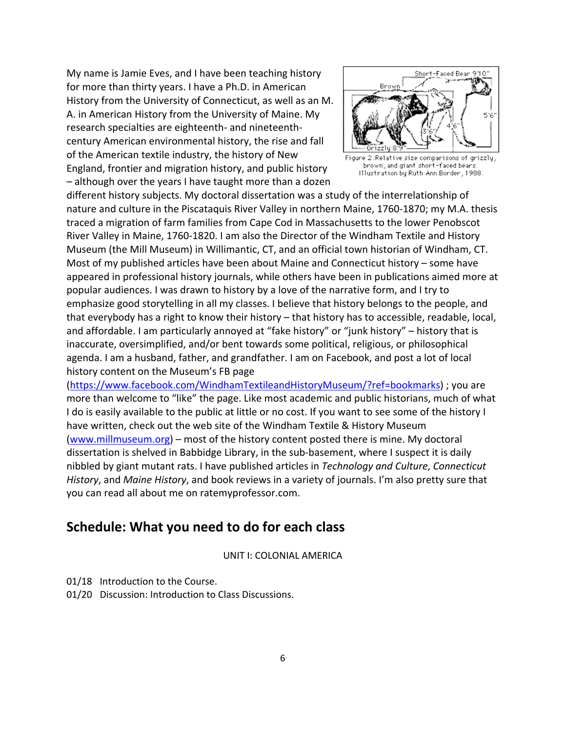My name is Jamie Eves, and I have been teaching history for more than thirty years. I have a Ph.D. in American History from the University of Connecticut, as well as an M. A. in American History from the University of Maine. My research specialties are eighteenth- and nineteenth-century American environmental history, the rise and fall of the American textile industry, the history of New England, frontier and migration history, and public history – although over the years I have taught more than a dozen different history subjects. My doctoral dissertation was a study of the interrelationship of nature and culture in the Piscataquis River Valley in northern Maine, 1760-1870; my M.A. thesis traced a migration of farm families from Cape Cod in Massachusetts to the lower Penobscot River Valley in Maine, 1760-1820. I am also the Director of the Windham Textile and History Museum (the Mill Museum) in Willimantic, CT, and an official town historian of Windham, CT. Most of my published articles have been about Maine and Connecticut history – some have appeared in professional history journals, while others have been in publications aimed more at popular audiences. I was drawn to history by a love of the narrative form, and I try to emphasize good storytelling in all my classes. I believe that history belongs to the people, and that everybody has a right to know their history – that history has to accessible, readable, local, and affordable. I am particularly annoyed at "fake history" or "junk history" – history that is inaccurate, oversimplified, and/or bent towards some political, religious, or philosophical agenda. I am a husband, father, and grandfather. I am on Facebook, and post a lot of local history content on the Museum's FB page (https://www.facebook.com/WindhamTextileandHistoryMuseum/?ref=bookmarks) ; you are more than welcome to "like" the page. Like most academic and public historians, much of what I do is easily available to the public at little or no cost. If you want to see some of the history I have written, check out the web site of the Windham Textile & History Museum (www.millmuseum.org) – most of the history content posted there is mine. My doctoral dissertation is shelved in Babbidge Library, in the sub-basement, where I suspect it is daily nibbled by giant mutant rats. I have published articles in *Technology and Culture*, *Connecticut History*, and *Maine History*, and book reviews in a variety of journals. I'm also pretty sure that you can read all about me on ratemyprofessor.com.

Short-Faced Bear 9'10"
Brown
5'6"
4'6"
3'6"
Grizzly 8'9"

Figure 2:Relative size comparisons of grizzly, brown, and giant short-faced bears. Illustration by Ruth Ann Border, 1988.

## Schedule: What you need to do for each class

UNIT I: COLONIAL AMERICA

01/18 Introduction to the Course.
01/20 Discussion: Introduction to Class Discussions.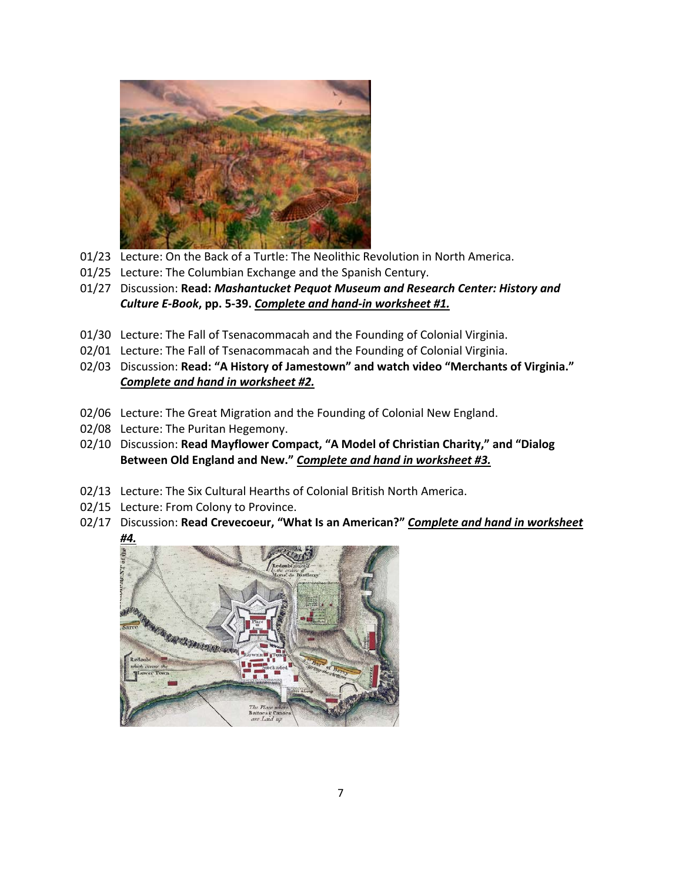01/23 Lecture: On the Back of a Turtle: The Neolithic Revolution in North America.

01/25 Lecture: The Columbian Exchange and the Spanish Century.

01/27 Discussion: **Read: *Mashantucket Pequot Museum and Research Center: History and Culture E-Book*, pp. 5-39.** ***Complete and hand-in worksheet #1.***

01/30 Lecture: The Fall of Tsenacommacah and the Founding of Colonial Virginia.

02/01 Lecture: The Fall of Tsenacommacah and the Founding of Colonial Virginia.

02/03 Discussion: **Read: "A History of Jamestown" and watch video "Merchants of Virginia."** ***Complete and hand in worksheet #2.***

02/06 Lecture: The Great Migration and the Founding of Colonial New England.

02/08 Lecture: The Puritan Hegemony.

02/10 Discussion: **Read Mayflower Compact, "A Model of Christian Charity," and "Dialog Between Old England and New."** ***Complete and hand in worksheet #3.***

02/13 Lecture: The Six Cultural Hearths of Colonial British North America.

02/15 Lecture: From Colony to Province.

02/17 Discussion: **Read Crevecoeur, "What Is an American?"** ***Complete and hand in worksheet #4.***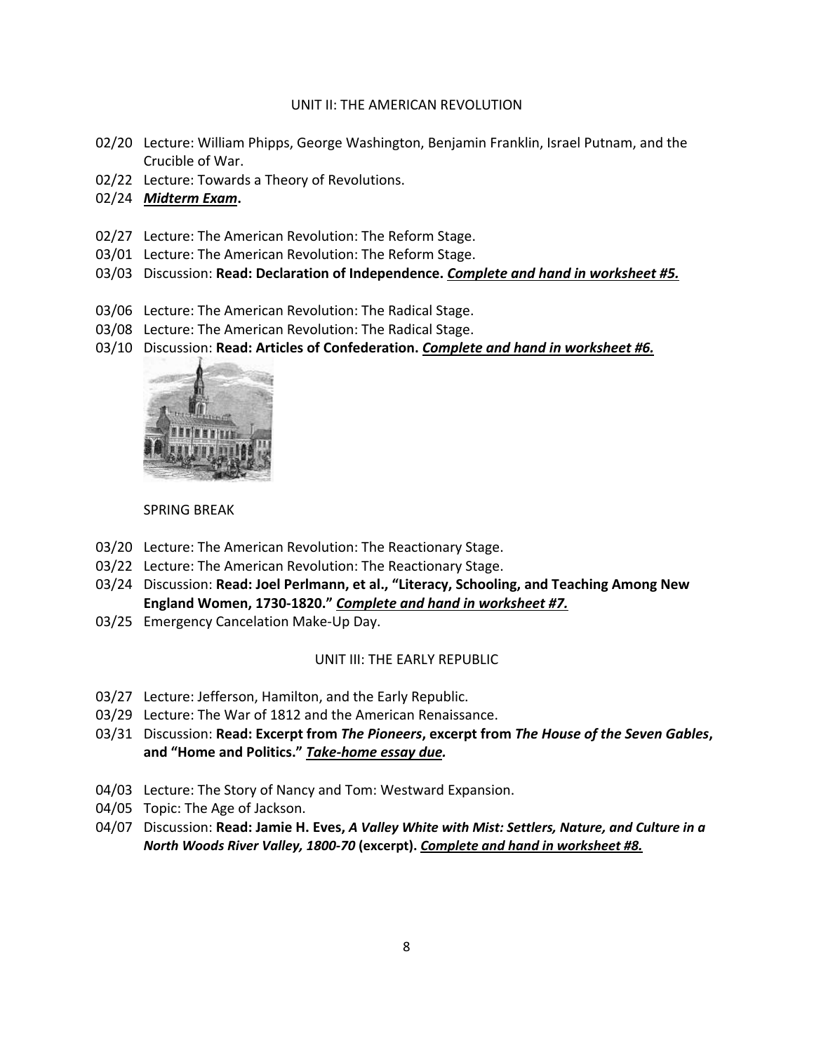UNIT II: THE AMERICAN REVOLUTION

02/20 Lecture: William Phipps, George Washington, Benjamin Franklin, Israel Putnam, and the Crucible of War.
02/22 Lecture: Towards a Theory of Revolutions.
02/24 ***<u>Midterm Exam</u>*****.**

02/27 Lecture: The American Revolution: The Reform Stage.
03/01 Lecture: The American Revolution: The Reform Stage.
03/03 Discussion: **Read: Declaration of Independence.** ***<u>Complete and hand in worksheet #5.</u>***

03/06 Lecture: The American Revolution: The Radical Stage.
03/08 Lecture: The American Revolution: The Radical Stage.
03/10 Discussion: **Read: Articles of Confederation.** ***<u>Complete and hand in worksheet #6.</u>***

SPRING BREAK

03/20 Lecture: The American Revolution: The Reactionary Stage.
03/22 Lecture: The American Revolution: The Reactionary Stage.
03/24 Discussion: **Read: Joel Perlmann, et al., "Literacy, Schooling, and Teaching Among New England Women, 1730-1820."** ***<u>Complete and hand in worksheet #7.</u>***
03/25 Emergency Cancelation Make-Up Day.

UNIT III: THE EARLY REPUBLIC

03/27 Lecture: Jefferson, Hamilton, and the Early Republic.
03/29 Lecture: The War of 1812 and the American Renaissance.
03/31 Discussion: **Read: Excerpt from *The Pioneers*, excerpt from *The House of the Seven Gables*, and "Home and Politics."** ***<u>Take-home essay due.</u>***

04/03 Lecture: The Story of Nancy and Tom: Westward Expansion.
04/05 Topic: The Age of Jackson.
04/07 Discussion: **Read: Jamie H. Eves, *A Valley White with Mist: Settlers, Nature, and Culture in a North Woods River Valley, 1800-70* (excerpt).** ***<u>Complete and hand in worksheet #8.</u>***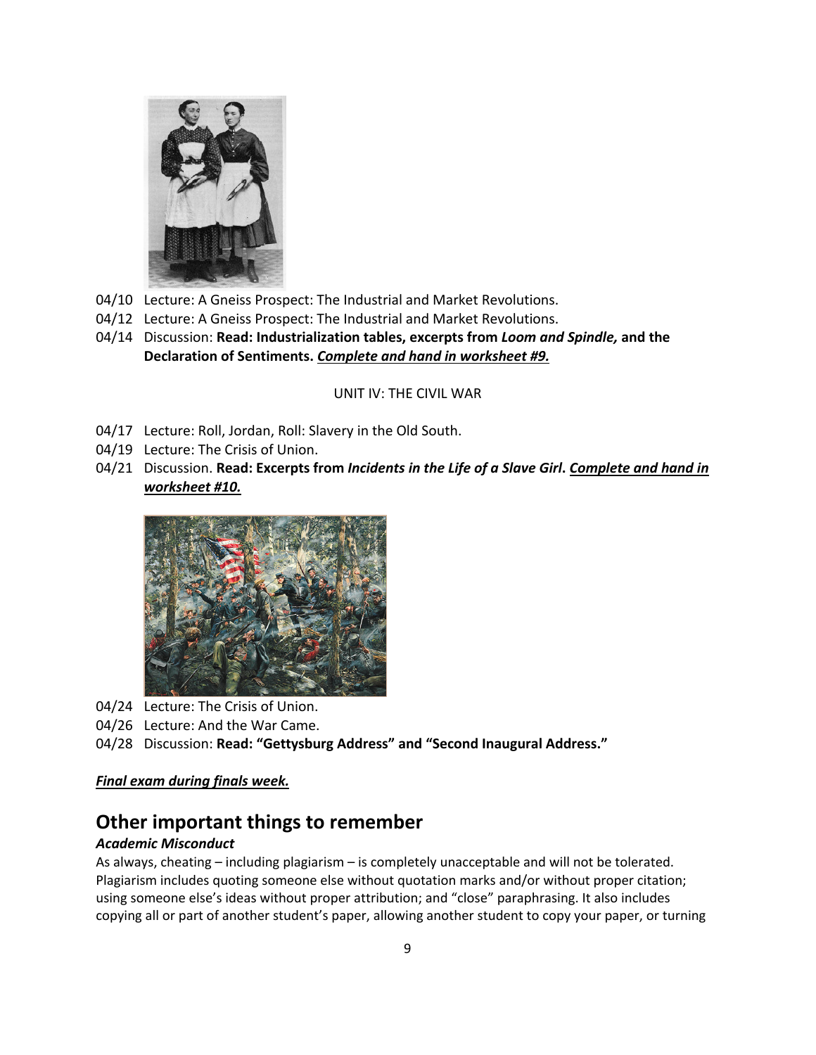04/10 Lecture: A Gneiss Prospect: The Industrial and Market Revolutions.
04/12 Lecture: A Gneiss Prospect: The Industrial and Market Revolutions.
04/14 Discussion: **Read: Industrialization tables, excerpts from *Loom and Spindle,* and the Declaration of Sentiments.** ***<u>Complete and hand in worksheet #9.</u>***

UNIT IV: THE CIVIL WAR

04/17 Lecture: Roll, Jordan, Roll: Slavery in the Old South.
04/19 Lecture: The Crisis of Union.
04/21 Discussion. **Read: Excerpts from *Incidents in the Life of a Slave Girl*.** ***<u>Complete and hand in worksheet #10.</u>***

04/24 Lecture: The Crisis of Union.
04/26 Lecture: And the War Came.
04/28 Discussion: **Read: "Gettysburg Address" and "Second Inaugural Address."**

***<u>Final exam during finals week.</u>***

## Other important things to remember

### *Academic Misconduct*

As always, cheating – including plagiarism – is completely unacceptable and will not be tolerated. Plagiarism includes quoting someone else without quotation marks and/or without proper citation; using someone else's ideas without proper attribution; and "close" paraphrasing. It also includes copying all or part of another student's paper, allowing another student to copy your paper, or turning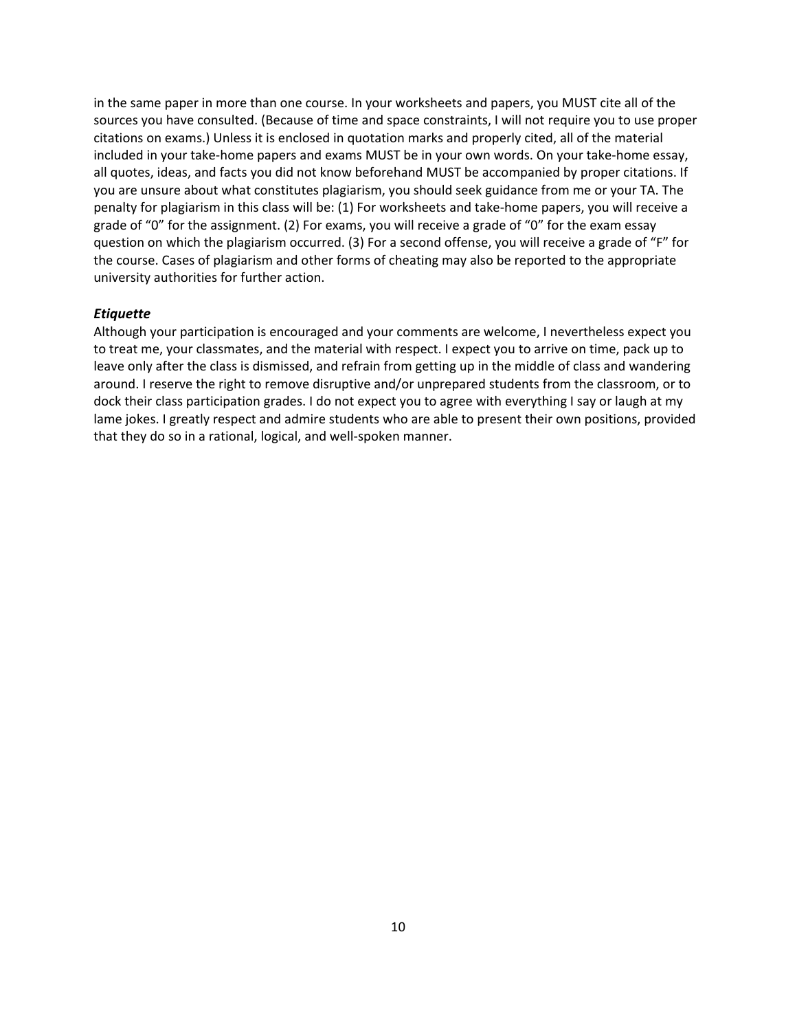in the same paper in more than one course. In your worksheets and papers, you MUST cite all of the sources you have consulted. (Because of time and space constraints, I will not require you to use proper citations on exams.) Unless it is enclosed in quotation marks and properly cited, all of the material included in your take-home papers and exams MUST be in your own words. On your take-home essay, all quotes, ideas, and facts you did not know beforehand MUST be accompanied by proper citations. If you are unsure about what constitutes plagiarism, you should seek guidance from me or your TA. The penalty for plagiarism in this class will be: (1) For worksheets and take-home papers, you will receive a grade of "0" for the assignment. (2) For exams, you will receive a grade of "0" for the exam essay question on which the plagiarism occurred. (3) For a second offense, you will receive a grade of "F" for the course. Cases of plagiarism and other forms of cheating may also be reported to the appropriate university authorities for further action.

### *Etiquette*

Although your participation is encouraged and your comments are welcome, I nevertheless expect you to treat me, your classmates, and the material with respect. I expect you to arrive on time, pack up to leave only after the class is dismissed, and refrain from getting up in the middle of class and wandering around. I reserve the right to remove disruptive and/or unprepared students from the classroom, or to dock their class participation grades. I do not expect you to agree with everything I say or laugh at my lame jokes. I greatly respect and admire students who are able to present their own positions, provided that they do so in a rational, logical, and well-spoken manner.